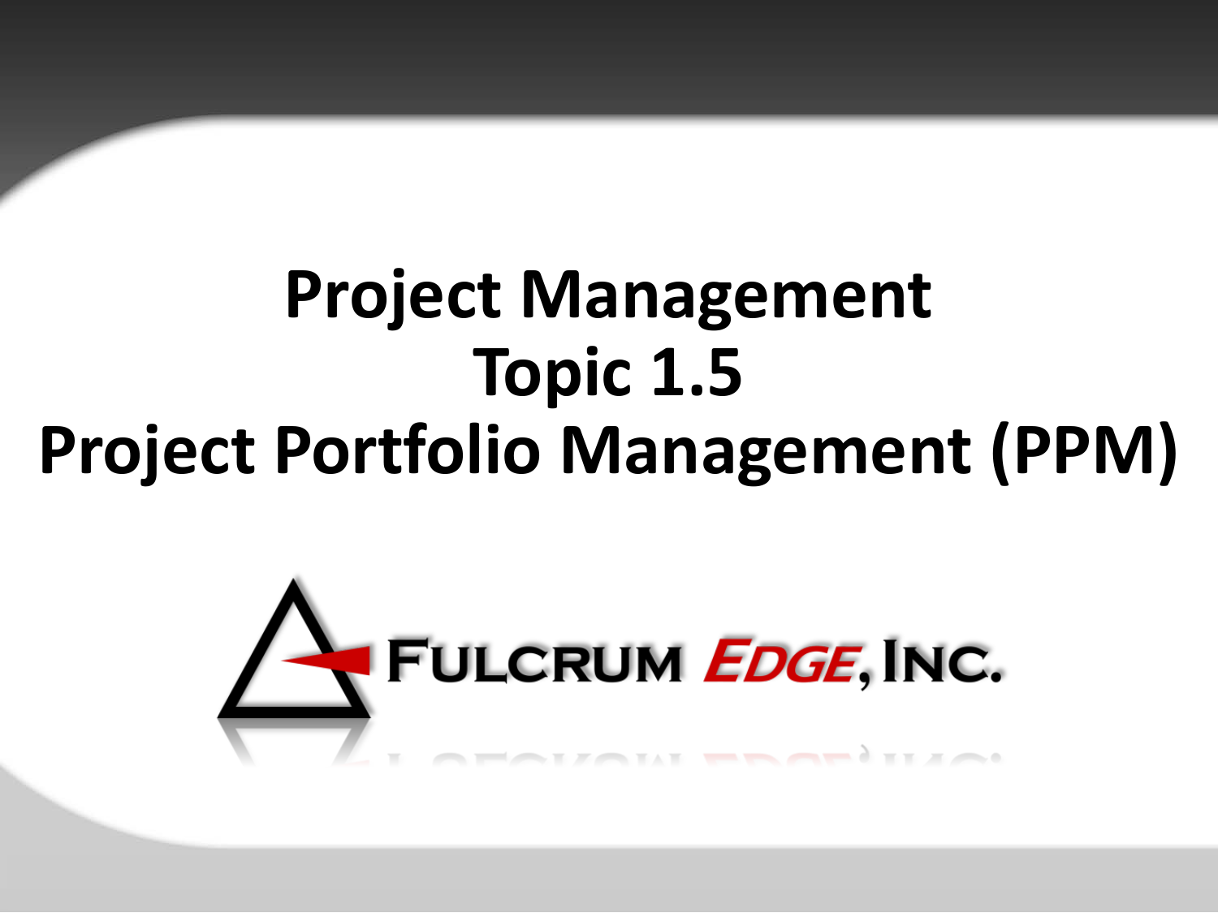# Project Management
# Topic 1.5
# Project Portfolio Management (PPM)

FULCRUM EDGE, INC.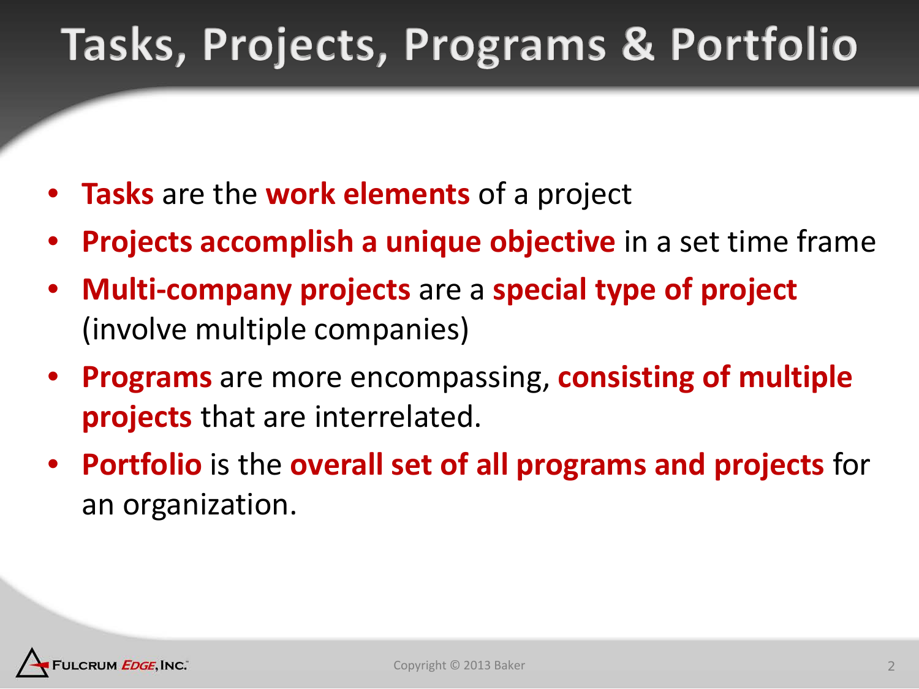# Tasks, Projects, Programs & Portfolio

- **Tasks** are the **work elements** of a project
- **Projects accomplish a unique objective** in a set time frame
- **Multi-company projects** are a **special type of project** (involve multiple companies)
- **Programs** are more encompassing, **consisting of multiple projects** that are interrelated.
- **Portfolio** is the **overall set of all programs and projects** for an organization.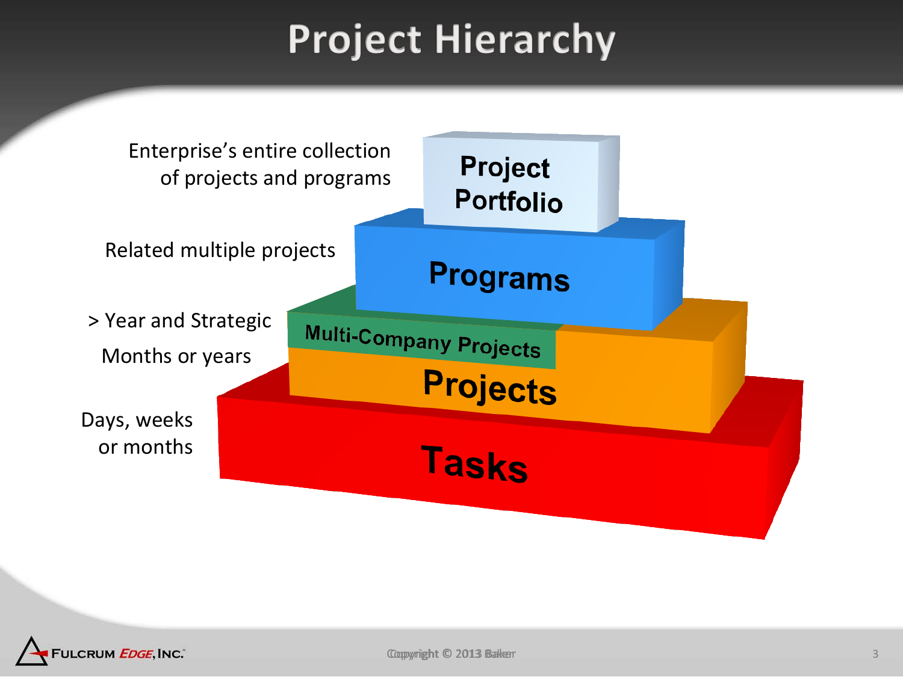# Project Hierarchy

| Description | Level |
| --- | --- |
| Enterprise's entire collection of projects and programs | Project Portfolio |
| Related multiple projects | Programs |
| > Year and Strategic | Multi-Company Projects |
| Months or years | Projects |
| Days, weeks or months | Tasks |

Copyright © 2013 Baker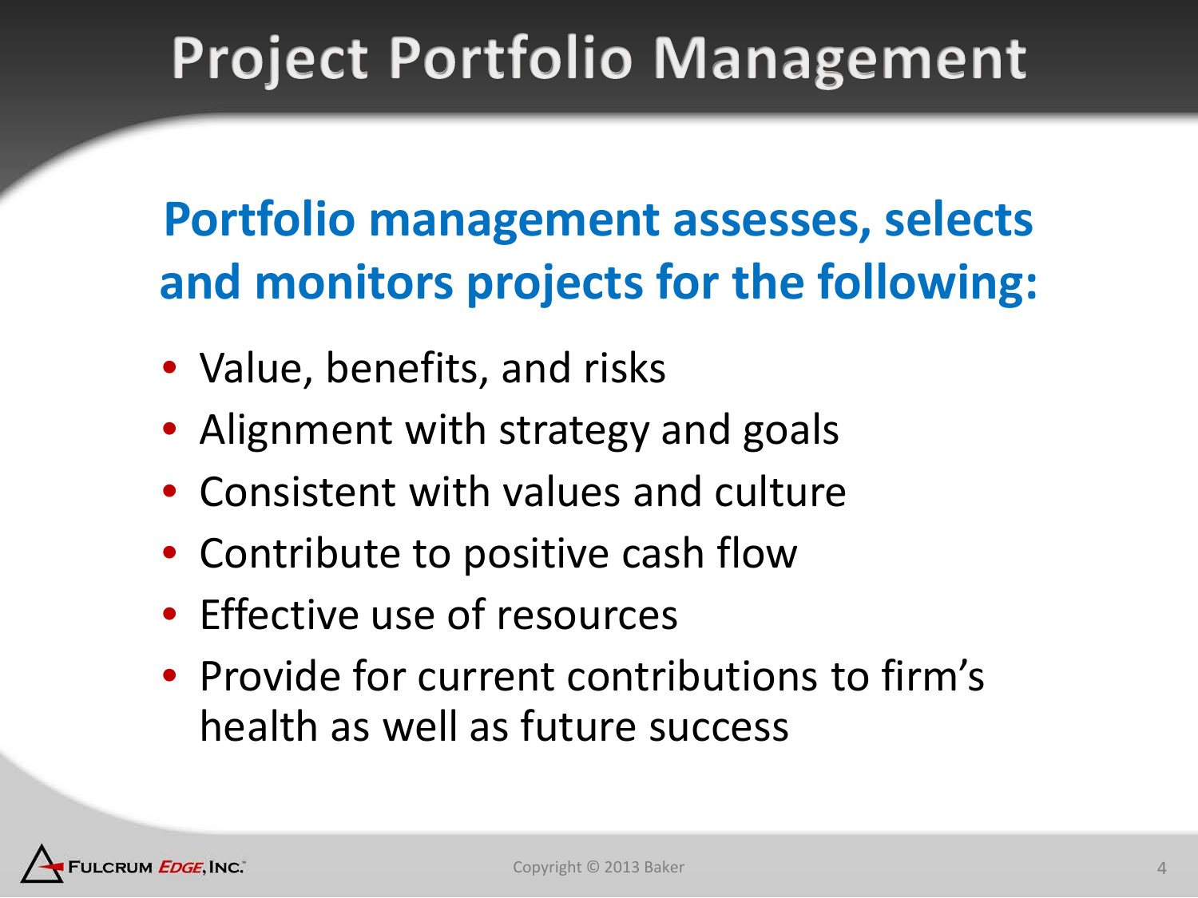# Project Portfolio Management

**Portfolio management assesses, selects and monitors projects for the following:**

- Value, benefits, and risks
- Alignment with strategy and goals
- Consistent with values and culture
- Contribute to positive cash flow
- Effective use of resources
- Provide for current contributions to firm's health as well as future success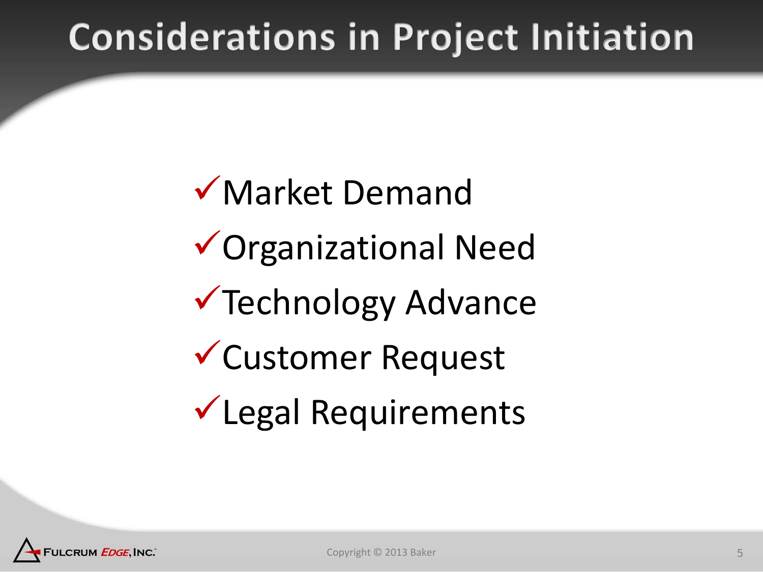# Considerations in Project Initiation

- ✓Market Demand
- ✓Organizational Need
- ✓Technology Advance
- ✓Customer Request
- ✓Legal Requirements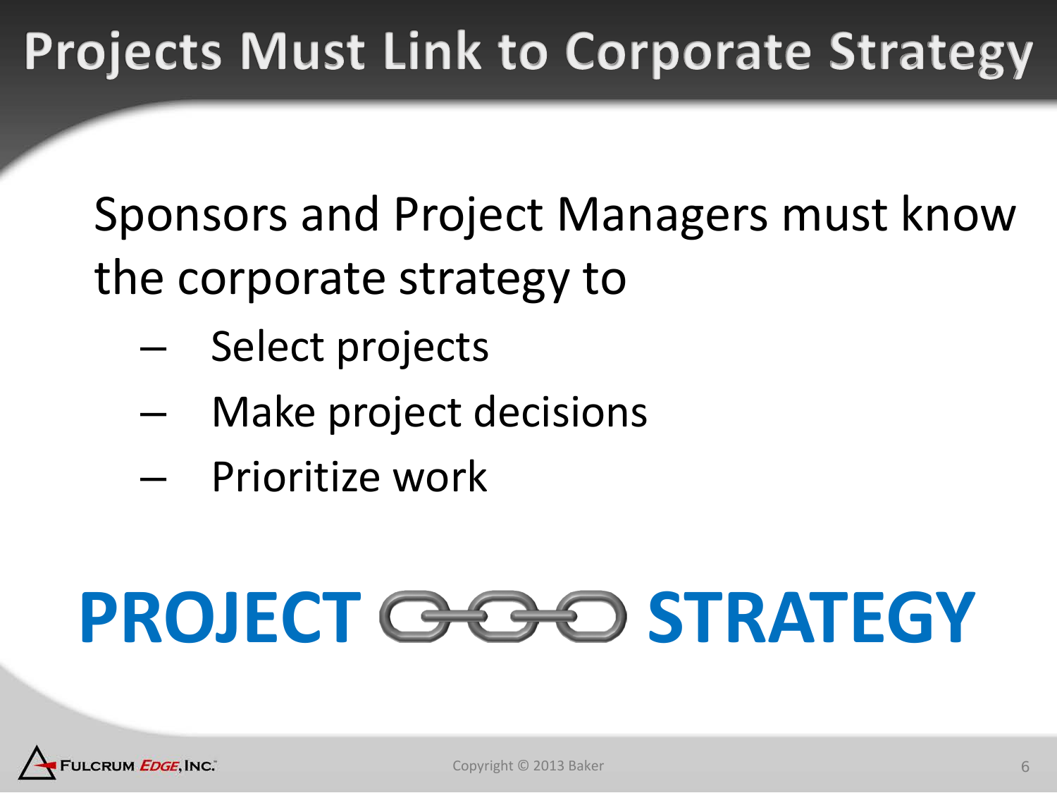# Projects Must Link to Corporate Strategy

Sponsors and Project Managers must know the corporate strategy to

- Select projects
- Make project decisions
- Prioritize work

**PROJECT STRATEGY**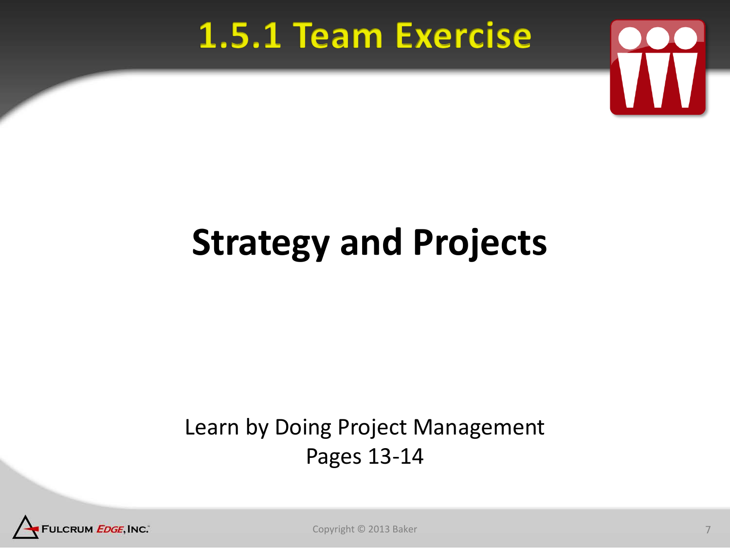# 1.5.1 Team Exercise

## Strategy and Projects

Learn by Doing Project Management
Pages 13-14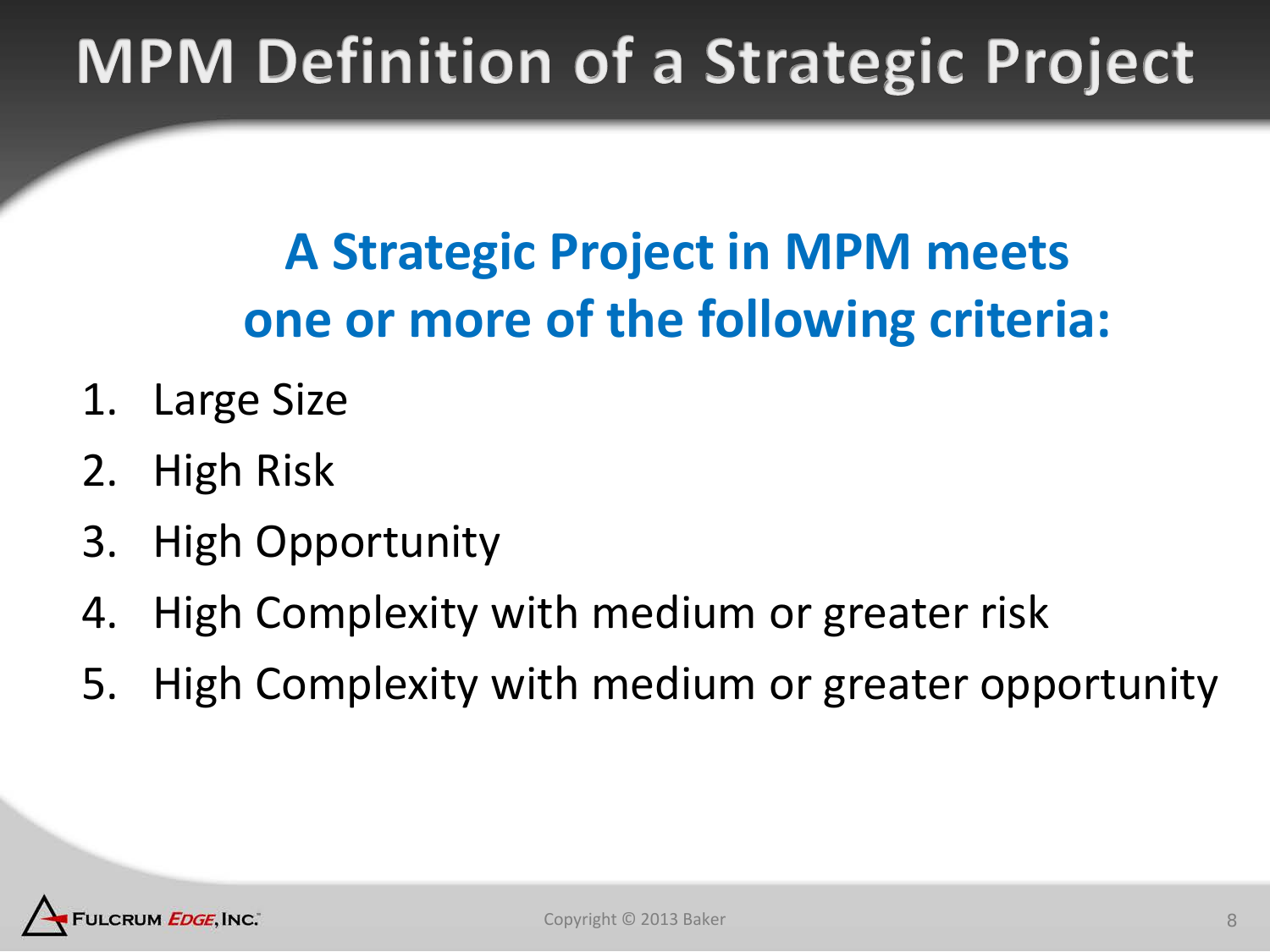# MPM Definition of a Strategic Project

**A Strategic Project in MPM meets one or more of the following criteria:**

1. Large Size
2. High Risk
3. High Opportunity
4. High Complexity with medium or greater risk
5. High Complexity with medium or greater opportunity

Copyright © 2013 Baker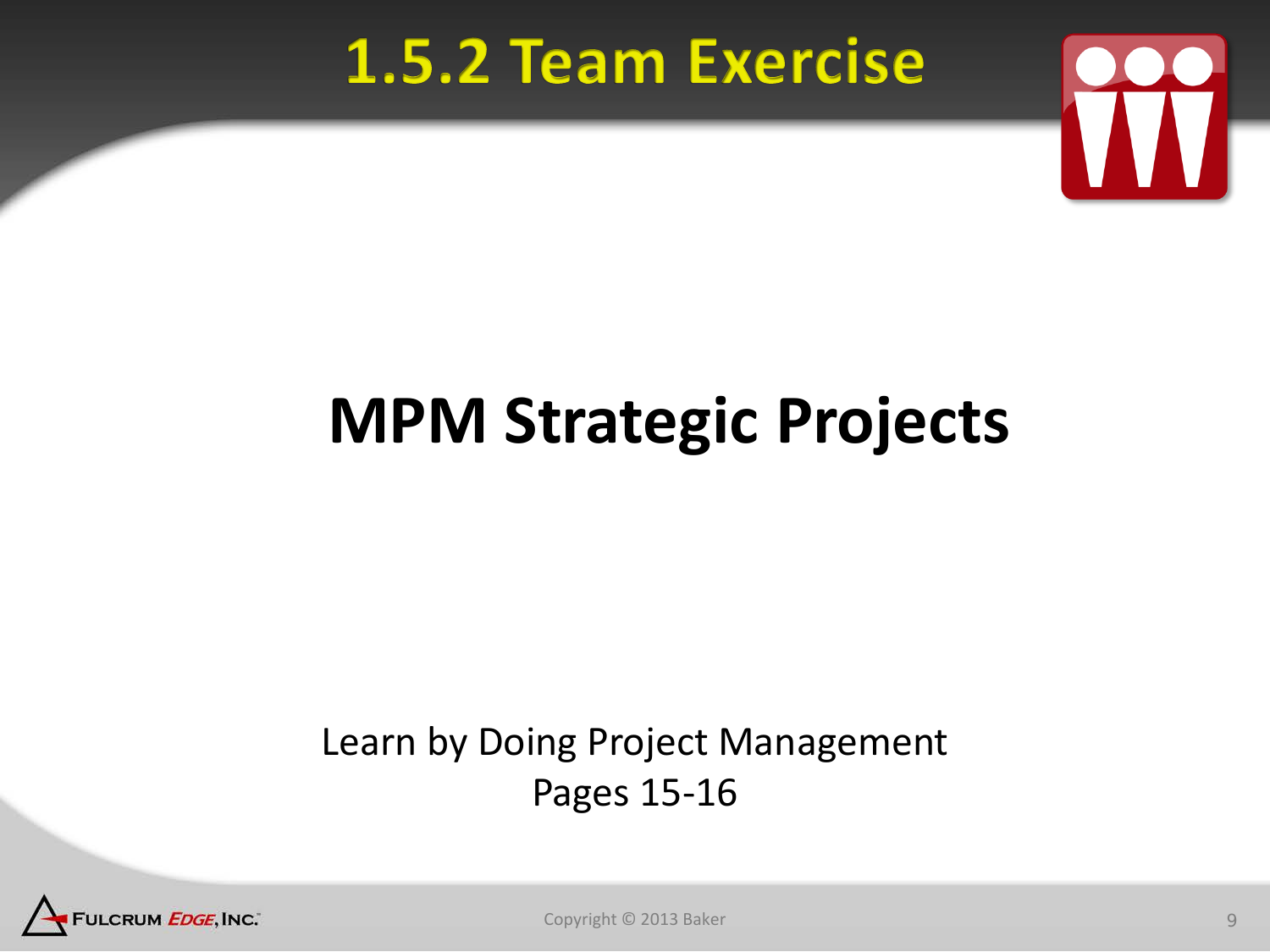# 1.5.2 Team Exercise

## MPM Strategic Projects

Learn by Doing Project Management
Pages 15-16